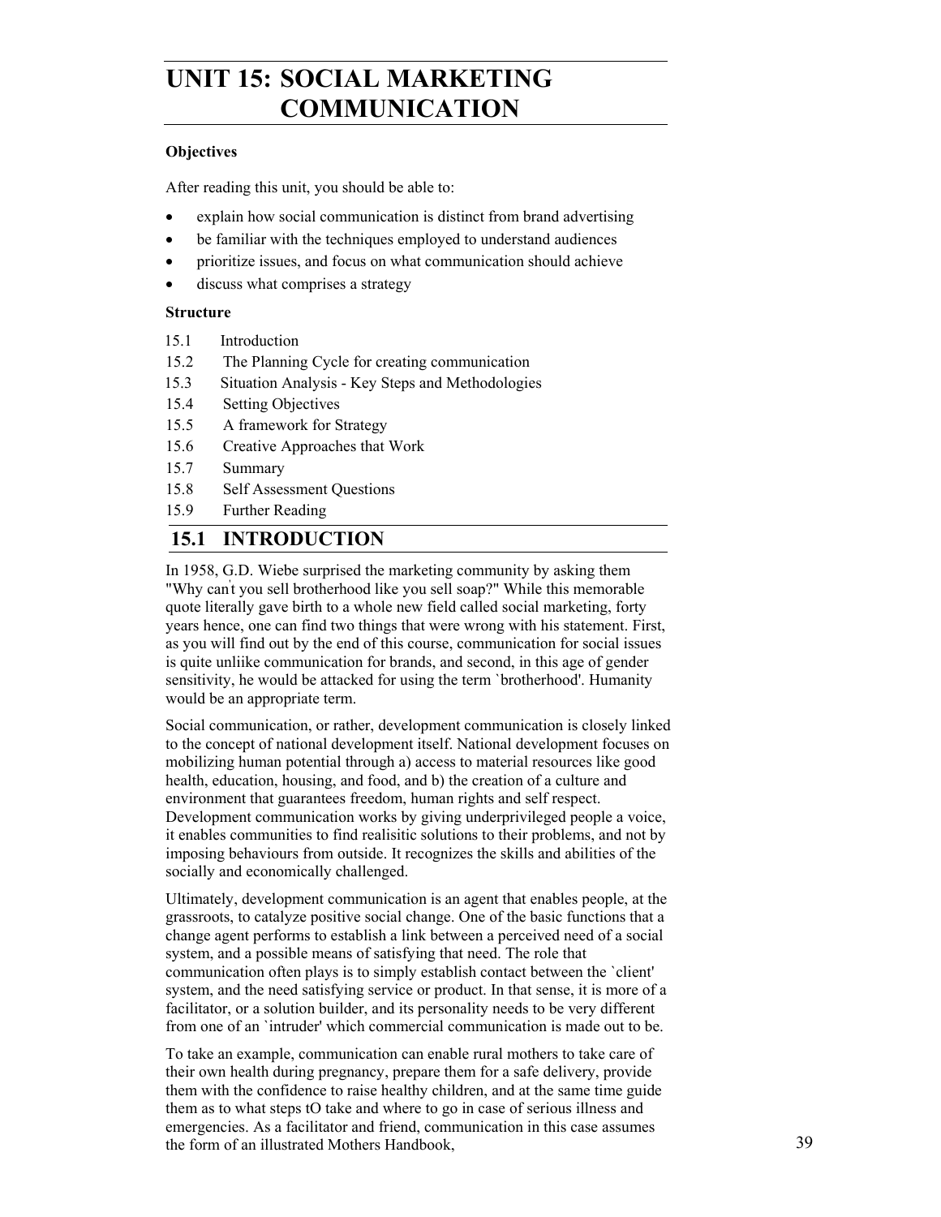# UNIT 15: SOCIAL MARKETING COMMUNICATION

**Objectives**

After reading this unit, you should be able to:

- explain how social communication is distinct from brand advertising
- be familiar with the techniques employed to understand audiences
- prioritize issues, and focus on what communication should achieve
- discuss what comprises a strategy

**Structure**

15.1 Introduction
15.2 The Planning Cycle for creating communication
15.3 Situation Analysis - Key Steps and Methodologies
15.4 Setting Objectives
15.5 A framework for Strategy
15.6 Creative Approaches that Work
15.7 Summary
15.8 Self Assessment Questions
15.9 Further Reading

## 15.1 INTRODUCTION

In 1958, G.D. Wiebe surprised the marketing community by asking them "Why can't you sell brotherhood like you sell soap?" While this memorable quote literally gave birth to a whole new field called social marketing, forty years hence, one can find two things that were wrong with his statement. First, as you will find out by the end of this course, communication for social issues is quite unliike communication for brands, and second, in this age of gender sensitivity, he would be attacked for using the term `brotherhood'. Humanity would be an appropriate term.

Social communication, or rather, development communication is closely linked to the concept of national development itself. National development focuses on mobilizing human potential through a) access to material resources like good health, education, housing, and food, and b) the creation of a culture and environment that guarantees freedom, human rights and self respect. Development communication works by giving underprivileged people a voice, it enables communities to find realisitic solutions to their problems, and not by imposing behaviours from outside. It recognizes the skills and abilities of the socially and economically challenged.

Ultimately, development communication is an agent that enables people, at the grassroots, to catalyze positive social change. One of the basic functions that a change agent performs to establish a link between a perceived need of a social system, and a possible means of satisfying that need. The role that communication often plays is to simply establish contact between the `client' system, and the need satisfying service or product. In that sense, it is more of a facilitator, or a solution builder, and its personality needs to be very different from one of an `intruder' which commercial communication is made out to be.

To take an example, communication can enable rural mothers to take care of their own health during pregnancy, prepare them for a safe delivery, provide them with the confidence to raise healthy children, and at the same time guide them as to what steps tO take and where to go in case of serious illness and emergencies. As a facilitator and friend, communication in this case assumes the form of an illustrated Mothers Handbook,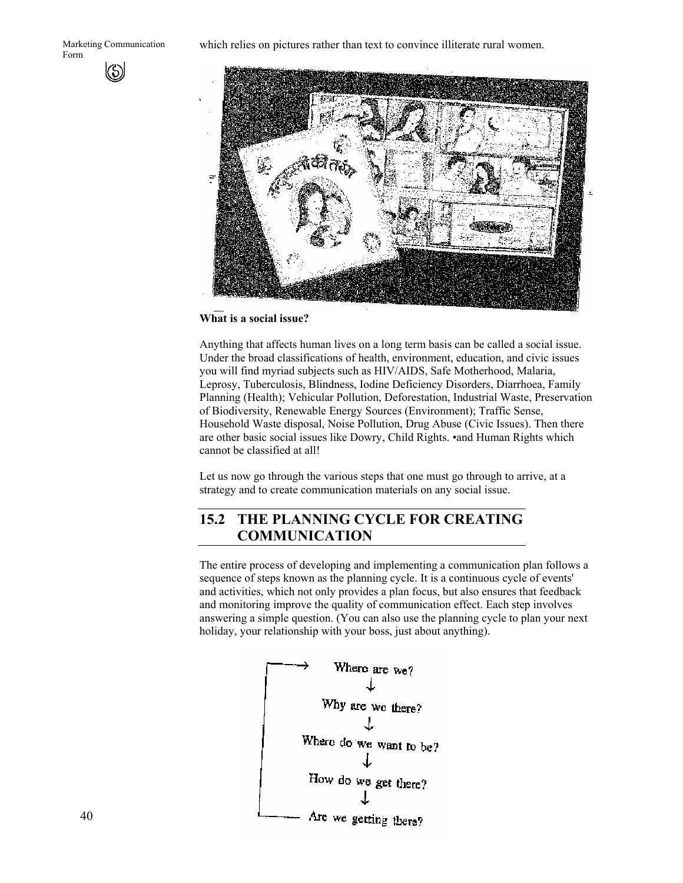which relies on pictures rather than text to convince illiterate rural women.

**What is a social issue?**

Anything that affects human lives on a long term basis can be called a social issue. Under the broad classifications of health, environment, education, and civic issues you will find myriad subjects such as HIV/AIDS, Safe Motherhood, Malaria, Leprosy, Tuberculosis, Blindness, Iodine Deficiency Disorders, Diarrhoea, Family Planning (Health); Vehicular Pollution, Deforestation, Industrial Waste, Preservation of Biodiversity, Renewable Energy Sources (Environment); Traffic Sense, Household Waste disposal, Noise Pollution, Drug Abuse (Civic Issues). Then there are other basic social issues like Dowry, Child Rights. •and Human Rights which cannot be classified at all!

Let us now go through the various steps that one must go through to arrive, at a strategy and to create communication materials on any social issue.

## 15.2 THE PLANNING CYCLE FOR CREATING COMMUNICATION

The entire process of developing and implementing a communication plan follows a sequence of steps known as the planning cycle. It is a continuous cycle of events' and activities, which not only provides a plan focus, but also ensures that feedback and monitoring improve the quality of communication effect. Each step involves answering a simple question. (You can also use the planning cycle to plan your next holiday, your relationship with your boss, just about anything).

Where are we?
↓
Why are we there?
↓
Where do we want to be?
↓
How do we get there?
↓
Are we getting there?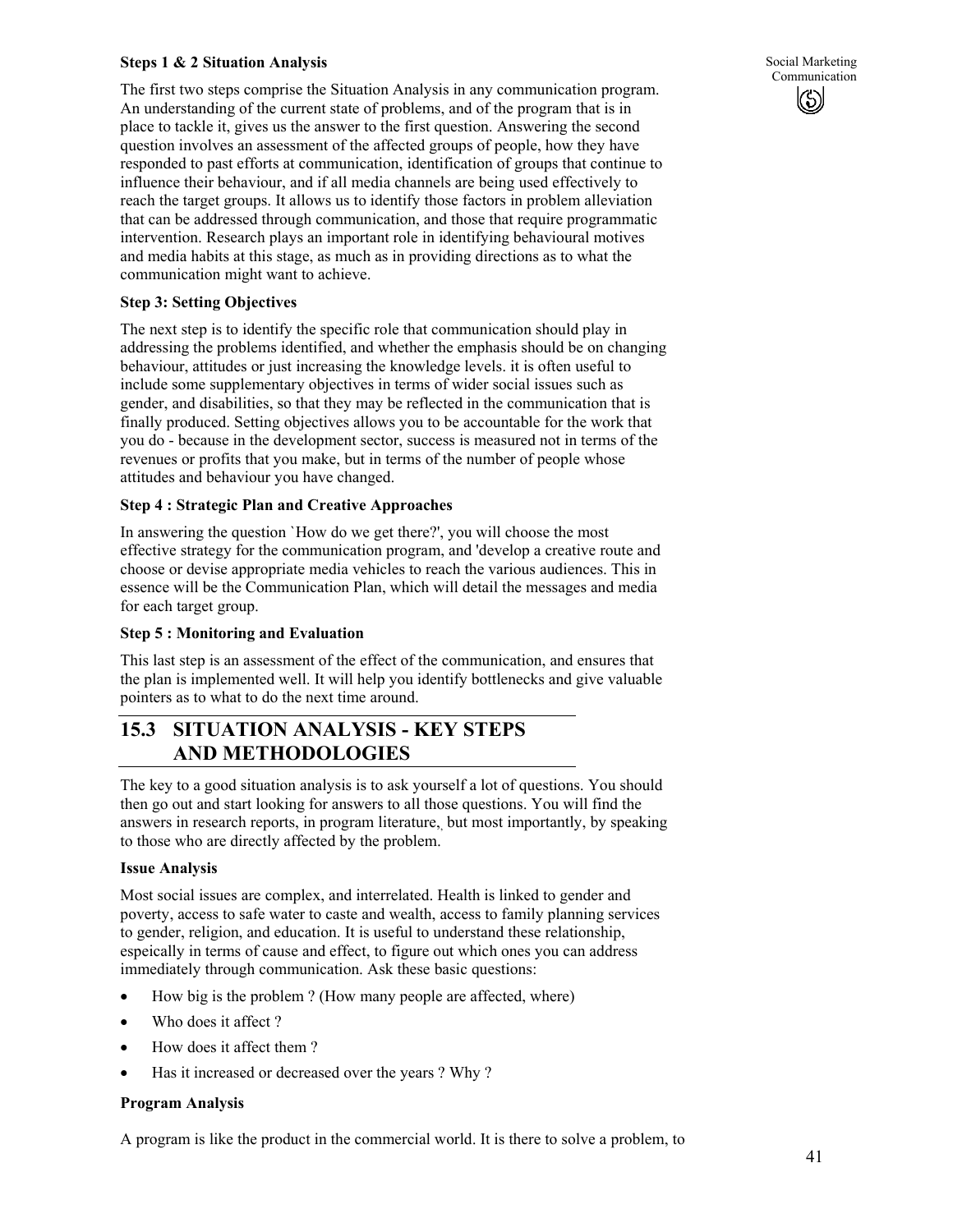**Steps 1 & 2 Situation Analysis**

The first two steps comprise the Situation Analysis in any communication program. An understanding of the current state of problems, and of the program that is in place to tackle it, gives us the answer to the first question. Answering the second question involves an assessment of the affected groups of people, how they have responded to past efforts at communication, identification of groups that continue to influence their behaviour, and if all media channels are being used effectively to reach the target groups. It allows us to identify those factors in problem alleviation that can be addressed through communication, and those that require programmatic intervention. Research plays an important role in identifying behavioural motives and media habits at this stage, as much as in providing directions as to what the communication might want to achieve.

**Step 3: Setting Objectives**

The next step is to identify the specific role that communication should play in addressing the problems identified, and whether the emphasis should be on changing behaviour, attitudes or just increasing the knowledge levels. it is often useful to include some supplementary objectives in terms of wider social issues such as gender, and disabilities, so that they may be reflected in the communication that is finally produced. Setting objectives allows you to be accountable for the work that you do - because in the development sector, success is measured not in terms of the revenues or profits that you make, but in terms of the number of people whose attitudes and behaviour you have changed.

**Step 4 : Strategic Plan and Creative Approaches**

In answering the question `How do we get there?', you will choose the most effective strategy for the communication program, and 'develop a creative route and choose or devise appropriate media vehicles to reach the various audiences. This in essence will be the Communication Plan, which will detail the messages and media for each target group.

**Step 5 : Monitoring and Evaluation**

This last step is an assessment of the effect of the communication, and ensures that the plan is implemented well. It will help you identify bottlenecks and give valuable pointers as to what to do the next time around.

## 15.3 SITUATION ANALYSIS - KEY STEPS AND METHODOLOGIES

The key to a good situation analysis is to ask yourself a lot of questions. You should then go out and start looking for answers to all those questions. You will find the answers in research reports, in program literature, but most importantly, by speaking to those who are directly affected by the problem.

**Issue Analysis**

Most social issues are complex, and interrelated. Health is linked to gender and poverty, access to safe water to caste and wealth, access to family planning services to gender, religion, and education. It is useful to understand these relationship, espeically in terms of cause and effect, to figure out which ones you can address immediately through communication. Ask these basic questions:

- How big is the problem ? (How many people are affected, where)
- Who does it affect ?
- How does it affect them ?
- Has it increased or decreased over the years ? Why ?

**Program Analysis**

A program is like the product in the commercial world. It is there to solve a problem, to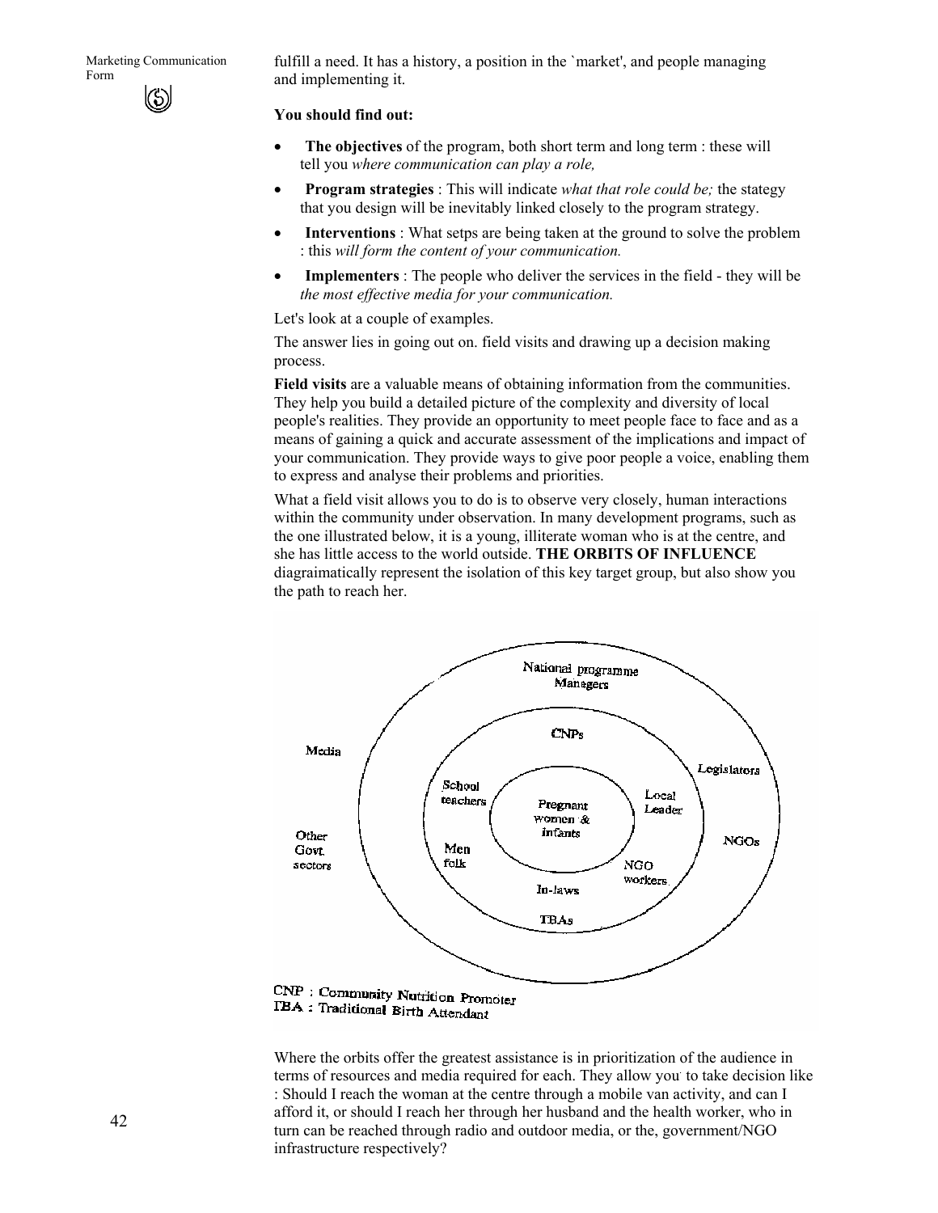fulfill a need. It has a history, a position in the `market', and people managing and implementing it.

**You should find out:**

- **The objectives** of the program, both short term and long term : these will tell you *where communication can play a role,*
- **Program strategies** : This will indicate *what that role could be;* the stategy that you design will be inevitably linked closely to the program strategy.
- **Interventions** : What setps are being taken at the ground to solve the problem : this *will form the content of your communication.*
- **Implementers** : The people who deliver the services in the field - they will be *the most effective media for your communication.*

Let's look at a couple of examples.

The answer lies in going out on. field visits and drawing up a decision making process.

**Field visits** are a valuable means of obtaining information from the communities. They help you build a detailed picture of the complexity and diversity of local people's realities. They provide an opportunity to meet people face to face and as a means of gaining a quick and accurate assessment of the implications and impact of your communication. They provide ways to give poor people a voice, enabling them to express and analyse their problems and priorities.

What a field visit allows you to do is to observe very closely, human interactions within the community under observation. In many development programs, such as the one illustrated below, it is a young, illiterate woman who is at the centre, and she has little access to the world outside. **THE ORBITS OF INFLUENCE** diagraimatically represent the isolation of this key target group, but also show you the path to reach her.

CNP : Community Nutrition Promoter
TBA : Traditional Birth Attendant

Where the orbits offer the greatest assistance is in prioritization of the audience in terms of resources and media required for each. They allow you to take decision like : Should I reach the woman at the centre through a mobile van activity, and can I afford it, or should I reach her through her husband and the health worker, who in turn can be reached through radio and outdoor media, or the, government/NGO infrastructure respectively?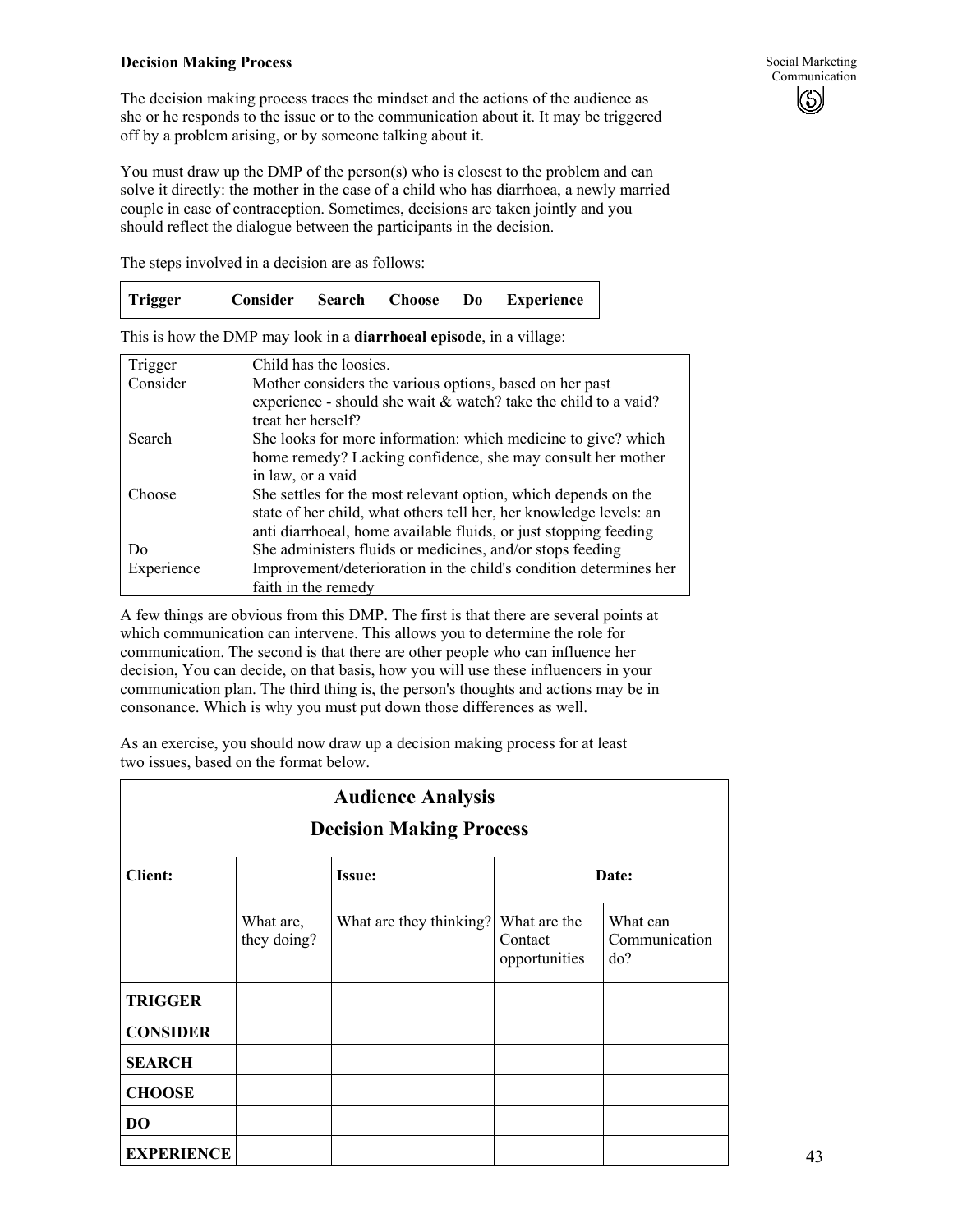**Decision Making Process**

The decision making process traces the mindset and the actions of the audience as she or he responds to the issue or to the communication about it. It may be triggered off by a problem arising, or by someone talking about it.

You must draw up the DMP of the person(s) who is closest to the problem and can solve it directly: the mother in the case of a child who has diarrhoea, a newly married couple in case of contraception. Sometimes, decisions are taken jointly and you should reflect the dialogue between the participants in the decision.

The steps involved in a decision are as follows:

| Trigger | Consider | Search | Choose | Do | Experience |
|---|---|---|---|---|---|

This is how the DMP may look in a **diarrhoeal episode**, in a village:

| | |
|---|---|
| Trigger | Child has the loosies. |
| Consider | Mother considers the various options, based on her past experience - should she wait & watch? take the child to a vaid? treat her herself? |
| Search | She looks for more information: which medicine to give? which home remedy? Lacking confidence, she may consult her mother in law, or a vaid |
| Choose | She settles for the most relevant option, which depends on the state of her child, what others tell her, her knowledge levels: an anti diarrhoeal, home available fluids, or just stopping feeding |
| Do | She administers fluids or medicines, and/or stops feeding |
| Experience | Improvement/deterioration in the child's condition determines her faith in the remedy |

A few things are obvious from this DMP. The first is that there are several points at which communication can intervene. This allows you to determine the role for communication. The second is that there are other people who can influence her decision, You can decide, on that basis, how you will use these influencers in your communication plan. The third thing is, the person's thoughts and actions may be in consonance. Which is why you must put down those differences as well.

As an exercise, you should now draw up a decision making process for at least two issues, based on the format below.

| **Audience Analysis<br>Decision Making Process** | | | | |
|---|---|---|---|---|
| **Client:** | | **Issue:** | **Date:** | |
| | What are, they doing? | What are they thinking? | What are the Contact opportunities | What can Communication do? |
| **TRIGGER** | | | | |
| **CONSIDER** | | | | |
| **SEARCH** | | | | |
| **CHOOSE** | | | | |
| **DO** | | | | |
| **EXPERIENCE** | | | | |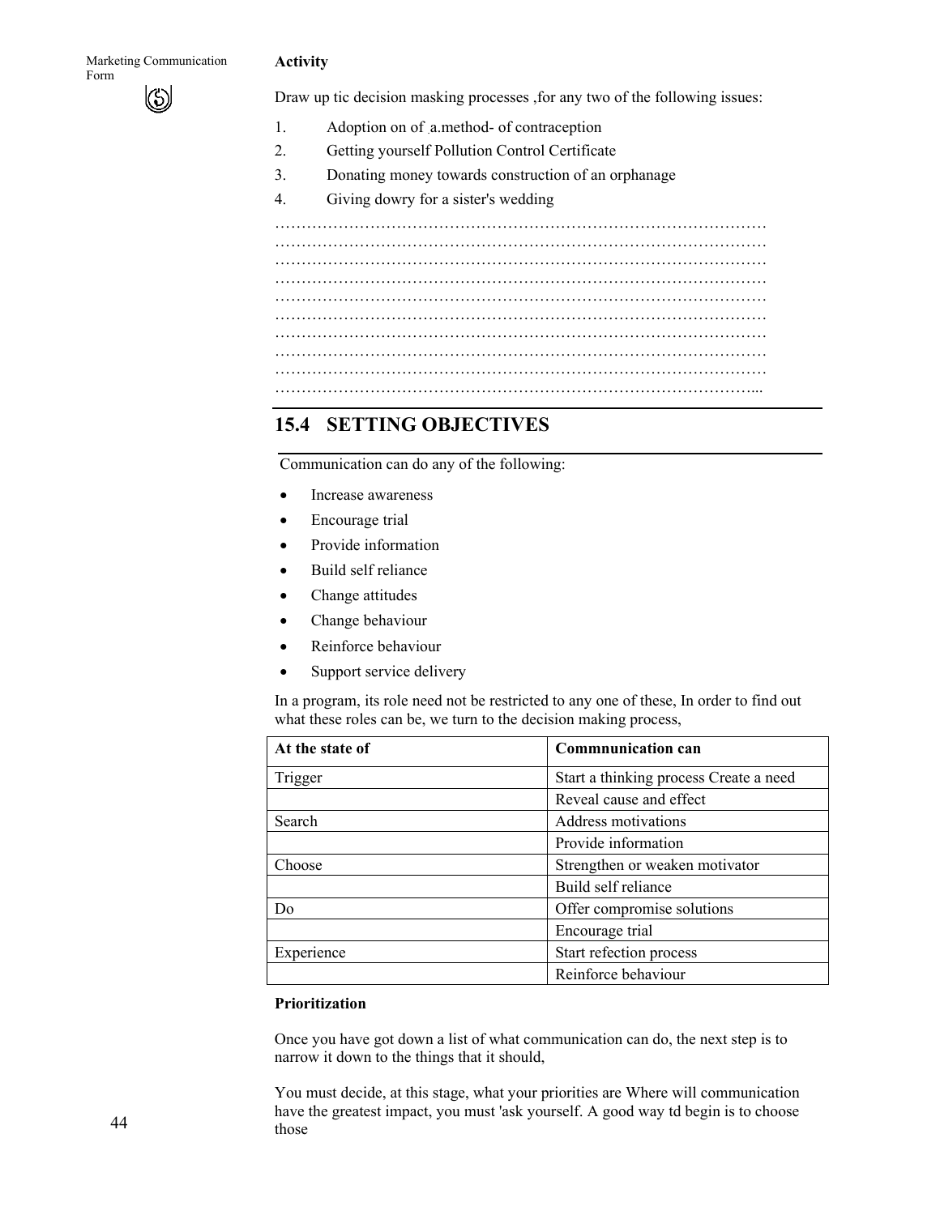**Activity**

Draw up tic decision masking processes ,for any two of the following issues:

1. Adoption on of .a.method- of contraception
2. Getting yourself Pollution Control Certificate
3. Donating money towards construction of an orphanage
4. Giving dowry for a sister's wedding

…………………………………………………………………………………
…………………………………………………………………………………
…………………………………………………………………………………
…………………………………………………………………………………
…………………………………………………………………………………
…………………………………………………………………………………
…………………………………………………………………………………
…………………………………………………………………………………
…………………………………………………………………………………
……………………………………………………………………………...

## 15.4 SETTING OBJECTIVES

Communication can do any of the following:

- Increase awareness
- Encourage trial
- Provide information
- Build self reliance
- Change attitudes
- Change behaviour
- Reinforce behaviour
- Support service delivery

In a program, its role need not be restricted to any one of these, In order to find out what these roles can be, we turn to the decision making process,

| At the state of | Commnunication can |
|---|---|
| Trigger | Start a thinking process Create a need |
| | Reveal cause and effect |
| Search | Address motivations |
| | Provide information |
| Choose | Strengthen or weaken motivator |
| | Build self reliance |
| Do | Offer compromise solutions |
| | Encourage trial |
| Experience | Start refection process |
| | Reinforce behaviour |

**Prioritization**

Once you have got down a list of what communication can do, the next step is to narrow it down to the things that it should,

You must decide, at this stage, what your priorities are Where will communication have the greatest impact, you must 'ask yourself. A good way td begin is to choose those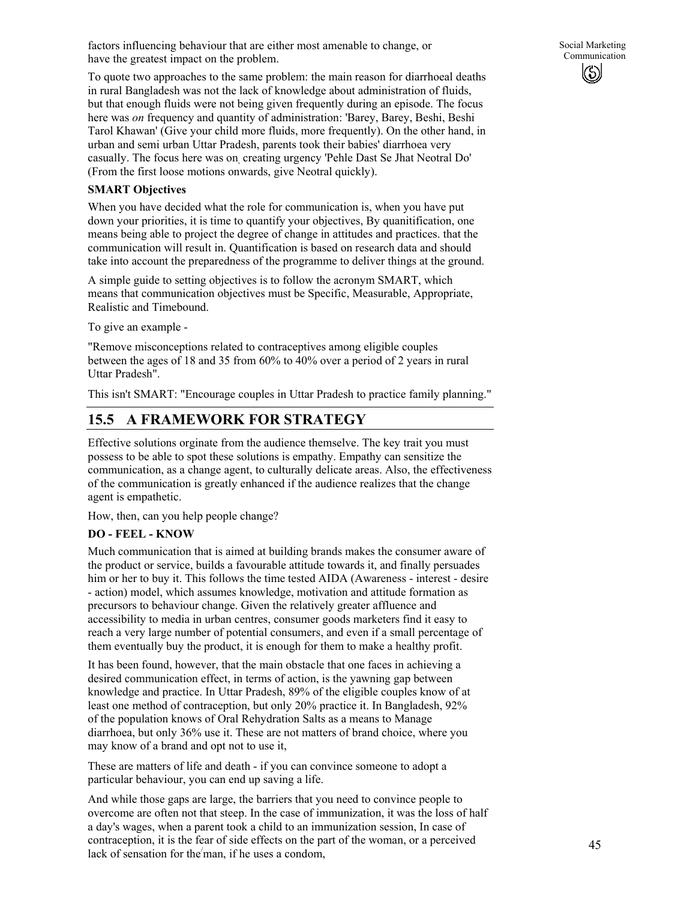factors influencing behaviour that are either most amenable to change, or have the greatest impact on the problem.

To quote two approaches to the same problem: the main reason for diarrhoeal deaths in rural Bangladesh was not the lack of knowledge about administration of fluids, but that enough fluids were not being given frequently during an episode. The focus here was *on* frequency and quantity of administration: 'Barey, Barey, Beshi, Beshi Tarol Khawan' (Give your child more fluids, more frequently). On the other hand, in urban and semi urban Uttar Pradesh, parents took their babies' diarrhoea very casually. The focus here was on creating urgency 'Pehle Dast Se Jhat Neotral Do' (From the first loose motions onwards, give Neotral quickly).

**SMART Objectives**

When you have decided what the role for communication is, when you have put down your priorities, it is time to quantify your objectives, By quanitification, one means being able to project the degree of change in attitudes and practices. that the communication will result in. Quantification is based on research data and should take into account the preparedness of the programme to deliver things at the ground.

A simple guide to setting objectives is to follow the acronym SMART, which means that communication objectives must be Specific, Measurable, Appropriate, Realistic and Timebound.

To give an example -

"Remove misconceptions related to contraceptives among eligible couples between the ages of 18 and 35 from 60% to 40% over a period of 2 years in rural Uttar Pradesh".

This isn't SMART: "Encourage couples in Uttar Pradesh to practice family planning."

## 15.5 A FRAMEWORK FOR STRATEGY

Effective solutions orginate from the audience themselve. The key trait you must possess to be able to spot these solutions is empathy. Empathy can sensitize the communication, as a change agent, to culturally delicate areas. Also, the effectiveness of the communication is greatly enhanced if the audience realizes that the change agent is empathetic.

How, then, can you help people change?

**DO - FEEL - KNOW**

Much communication that is aimed at building brands makes the consumer aware of the product or service, builds a favourable attitude towards it, and finally persuades him or her to buy it. This follows the time tested AIDA (Awareness - interest - desire - action) model, which assumes knowledge, motivation and attitude formation as precursors to behaviour change. Given the relatively greater affluence and accessibility to media in urban centres, consumer goods marketers find it easy to reach a very large number of potential consumers, and even if a small percentage of them eventually buy the product, it is enough for them to make a healthy profit.

It has been found, however, that the main obstacle that one faces in achieving a desired communication effect, in terms of action, is the yawning gap between knowledge and practice. In Uttar Pradesh, 89% of the eligible couples know of at least one method of contraception, but only 20% practice it. In Bangladesh, 92% of the population knows of Oral Rehydration Salts as a means to Manage diarrhoea, but only 36% use it. These are not matters of brand choice, where you may know of a brand and opt not to use it,

These are matters of life and death - if you can convince someone to adopt a particular behaviour, you can end up saving a life.

And while those gaps are large, the barriers that you need to convince people to overcome are often not that steep. In the case of immunization, it was the loss of half a day's wages, when a parent took a child to an immunization session, In case of contraception, it is the fear of side effects on the part of the woman, or a perceived lack of sensation for the man, if he uses a condom,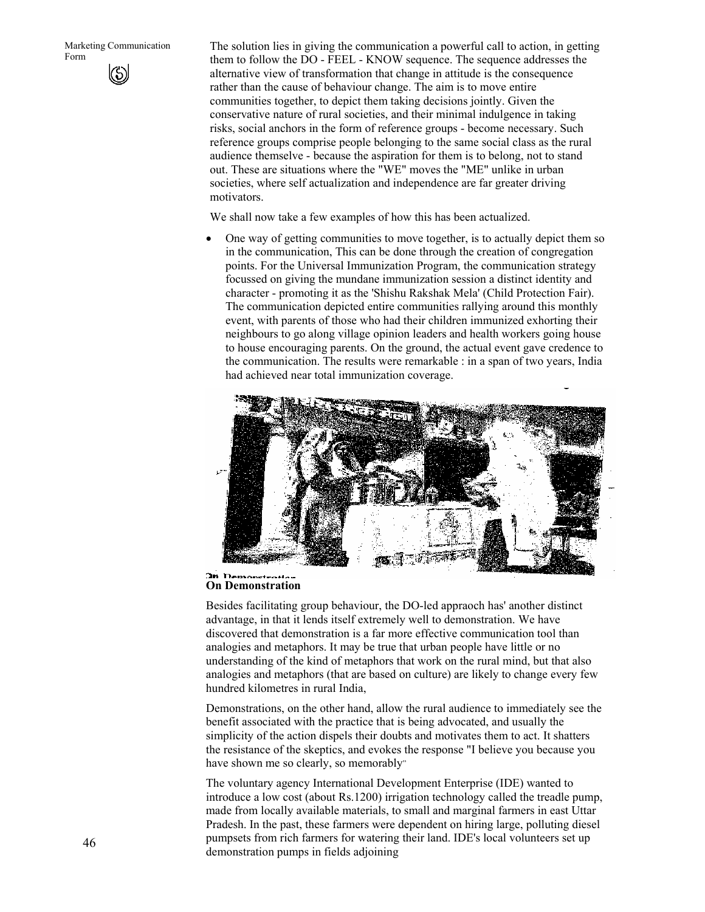The solution lies in giving the communication a powerful call to action, in getting them to follow the DO - FEEL - KNOW sequence. The sequence addresses the alternative view of transformation that change in attitude is the consequence rather than the cause of behaviour change. The aim is to move entire communities together, to depict them taking decisions jointly. Given the conservative nature of rural societies, and their minimal indulgence in taking risks, social anchors in the form of reference groups - become necessary. Such reference groups comprise people belonging to the same social class as the rural audience themselve - because the aspiration for them is to belong, not to stand out. These are situations where the "WE" moves the "ME" unlike in urban societies, where self actualization and independence are far greater driving motivators.

We shall now take a few examples of how this has been actualized.

- One way of getting communities to move together, is to actually depict them so in the communication, This can be done through the creation of congregation points. For the Universal Immunization Program, the communication strategy focussed on giving the mundane immunization session a distinct identity and character - promoting it as the 'Shishu Rakshak Mela' (Child Protection Fair). The communication depicted entire communities rallying around this monthly event, with parents of those who had their children immunized exhorting their neighbours to go along village opinion leaders and health workers going house to house encouraging parents. On the ground, the actual event gave credence to the communication. The results were remarkable : in a span of two years, India had achieved near total immunization coverage.

**On Demonstration**

Besides facilitating group behaviour, the DO-led appraoch has' another distinct advantage, in that it lends itself extremely well to demonstration. We have discovered that demonstration is a far more effective communication tool than analogies and metaphors. It may be true that urban people have little or no understanding of the kind of metaphors that work on the rural mind, but that also analogies and metaphors (that are based on culture) are likely to change every few hundred kilometres in rural India,

Demonstrations, on the other hand, allow the rural audience to immediately see the benefit associated with the practice that is being advocated, and usually the simplicity of the action dispels their doubts and motivates them to act. It shatters the resistance of the skeptics, and evokes the response "I believe you because you have shown me so clearly, so memorably"

The voluntary agency International Development Enterprise (IDE) wanted to introduce a low cost (about Rs.1200) irrigation technology called the treadle pump, made from locally available materials, to small and marginal farmers in east Uttar Pradesh. In the past, these farmers were dependent on hiring large, polluting diesel pumpsets from rich farmers for watering their land. IDE's local volunteers set up demonstration pumps in fields adjoining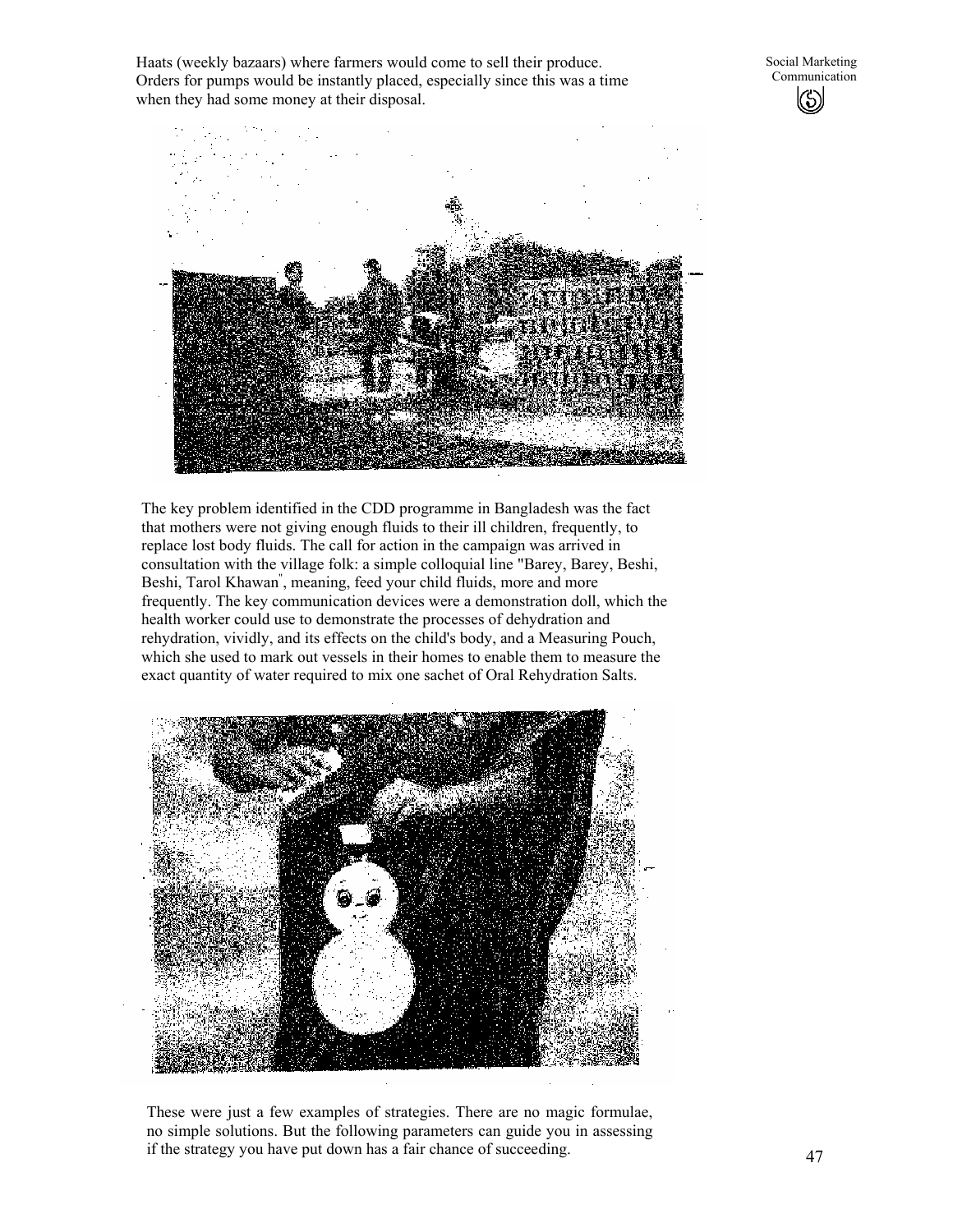Haats (weekly bazaars) where farmers would come to sell their produce. Orders for pumps would be instantly placed, especially since this was a time when they had some money at their disposal.

The key problem identified in the CDD programme in Bangladesh was the fact that mothers were not giving enough fluids to their ill children, frequently, to replace lost body fluids. The call for action in the campaign was arrived in consultation with the village folk: a simple colloquial line "Barey, Barey, Beshi, Beshi, Tarol Khawan", meaning, feed your child fluids, more and more frequently. The key communication devices were a demonstration doll, which the health worker could use to demonstrate the processes of dehydration and rehydration, vividly, and its effects on the child's body, and a Measuring Pouch, which she used to mark out vessels in their homes to enable them to measure the exact quantity of water required to mix one sachet of Oral Rehydration Salts.

These were just a few examples of strategies. There are no magic formulae, no simple solutions. But the following parameters can guide you in assessing if the strategy you have put down has a fair chance of succeeding.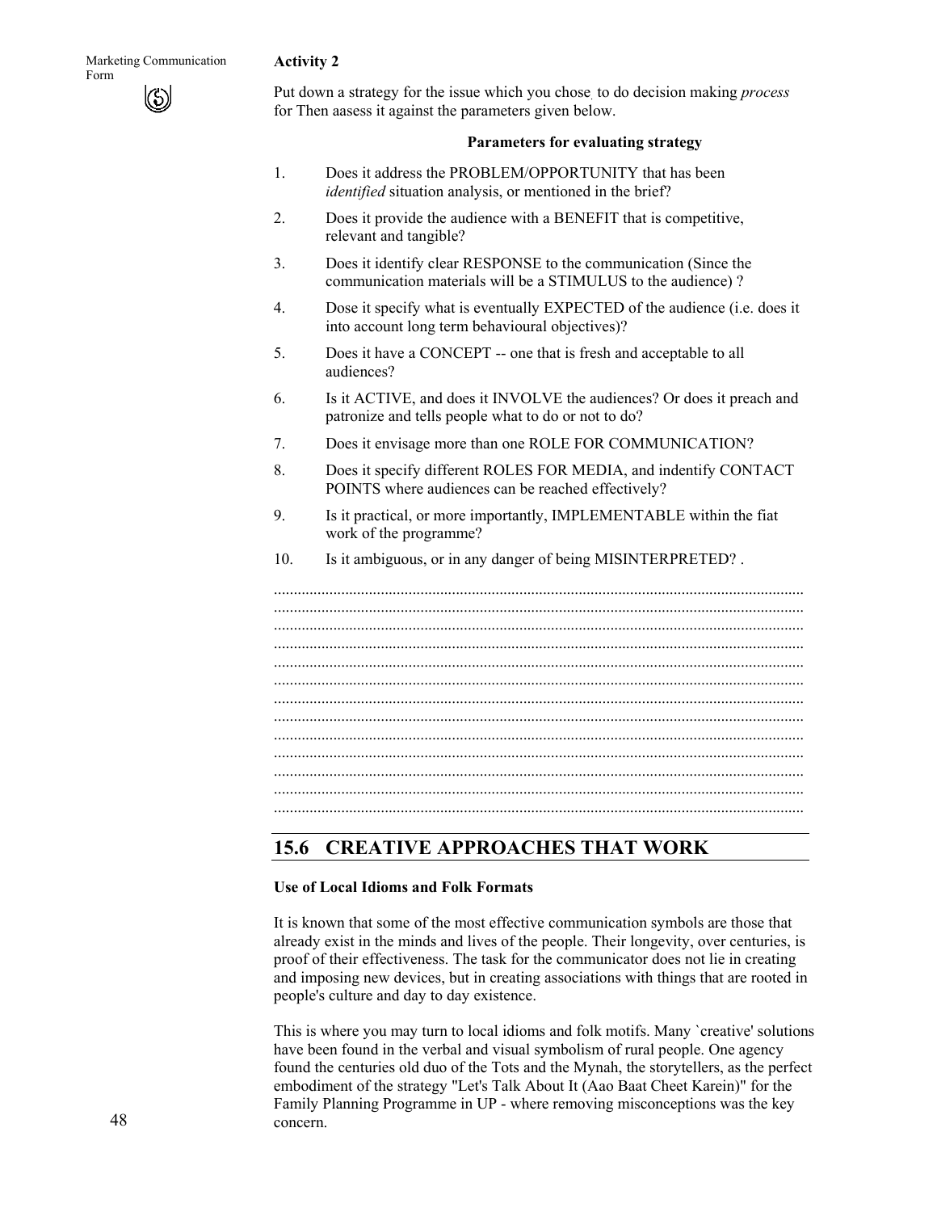**Activity 2**

Put down a strategy for the issue which you chose to do decision making *process* for Then aasess it against the parameters given below.

**Parameters for evaluating strategy**

1. Does it address the PROBLEM/OPPORTUNITY that has been *identified* situation analysis, or mentioned in the brief?
2. Does it provide the audience with a BENEFIT that is competitive, relevant and tangible?
3. Does it identify clear RESPONSE to the communication (Since the communication materials will be a STIMULUS to the audience) ?
4. Dose it specify what is eventually EXPECTED of the audience (i.e. does it into account long term behavioural objectives)?
5. Does it have a CONCEPT -- one that is fresh and acceptable to all audiences?
6. Is it ACTIVE, and does it INVOLVE the audiences? Or does it preach and patronize and tells people what to do or not to do?
7. Does it envisage more than one ROLE FOR COMMUNICATION?
8. Does it specify different ROLES FOR MEDIA, and indentify CONTACT POINTS where audiences can be reached effectively?
9. Is it practical, or more importantly, IMPLEMENTABLE within the fiat work of the programme?
10. Is it ambiguous, or in any danger of being MISINTERPRETED? .

.....................................................................................................................................
.....................................................................................................................................
.....................................................................................................................................
.....................................................................................................................................
.....................................................................................................................................
.....................................................................................................................................
.....................................................................................................................................
.....................................................................................................................................
.....................................................................................................................................
.....................................................................................................................................
.....................................................................................................................................
.....................................................................................................................................
.....................................................................................................................................

## 15.6 CREATIVE APPROACHES THAT WORK

**Use of Local Idioms and Folk Formats**

It is known that some of the most effective communication symbols are those that already exist in the minds and lives of the people. Their longevity, over centuries, is proof of their effectiveness. The task for the communicator does not lie in creating and imposing new devices, but in creating associations with things that are rooted in people's culture and day to day existence.

This is where you may turn to local idioms and folk motifs. Many `creative' solutions have been found in the verbal and visual symbolism of rural people. One agency found the centuries old duo of the Tots and the Mynah, the storytellers, as the perfect embodiment of the strategy "Let's Talk About It (Aao Baat Cheet Karein)" for the Family Planning Programme in UP - where removing misconceptions was the key concern.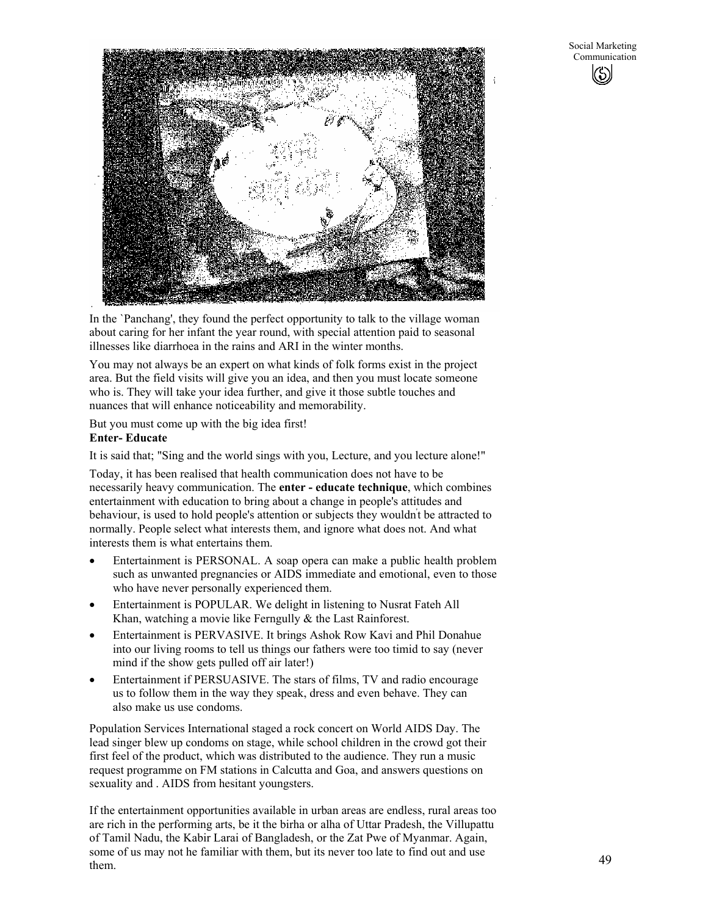In the `Panchang', they found the perfect opportunity to talk to the village woman about caring for her infant the year round, with special attention paid to seasonal illnesses like diarrhoea in the rains and ARI in the winter months.

You may not always be an expert on what kinds of folk forms exist in the project area. But the field visits will give you an idea, and then you must locate someone who is. They will take your idea further, and give it those subtle touches and nuances that will enhance noticeability and memorability.

But you must come up with the big idea first!

**Enter- Educate**

It is said that; "Sing and the world sings with you, Lecture, and you lecture alone!"

Today, it has been realised that health communication does not have to be necessarily heavy communication. The **enter - educate technique**, which combines entertainment with education to bring about a change in people's attitudes and behaviour, is used to hold people's attention or subjects they wouldn't be attracted to normally. People select what interests them, and ignore what does not. And what interests them is what entertains them.

- Entertainment is PERSONAL. A soap opera can make a public health problem such as unwanted pregnancies or AIDS immediate and emotional, even to those who have never personally experienced them.
- Entertainment is POPULAR. We delight in listening to Nusrat Fateh All Khan, watching a movie like Ferngully & the Last Rainforest.
- Entertainment is PERVASIVE. It brings Ashok Row Kavi and Phil Donahue into our living rooms to tell us things our fathers were too timid to say (never mind if the show gets pulled off air later!)
- Entertainment if PERSUASIVE. The stars of films, TV and radio encourage us to follow them in the way they speak, dress and even behave. They can also make us use condoms.

Population Services International staged a rock concert on World AIDS Day. The lead singer blew up condoms on stage, while school children in the crowd got their first feel of the product, which was distributed to the audience. They run a music request programme on FM stations in Calcutta and Goa, and answers questions on sexuality and . AIDS from hesitant youngsters.

If the entertainment opportunities available in urban areas are endless, rural areas too are rich in the performing arts, be it the birha or alha of Uttar Pradesh, the Villupattu of Tamil Nadu, the Kabir Larai of Bangladesh, or the Zat Pwe of Myanmar. Again, some of us may not he familiar with them, but its never too late to find out and use them.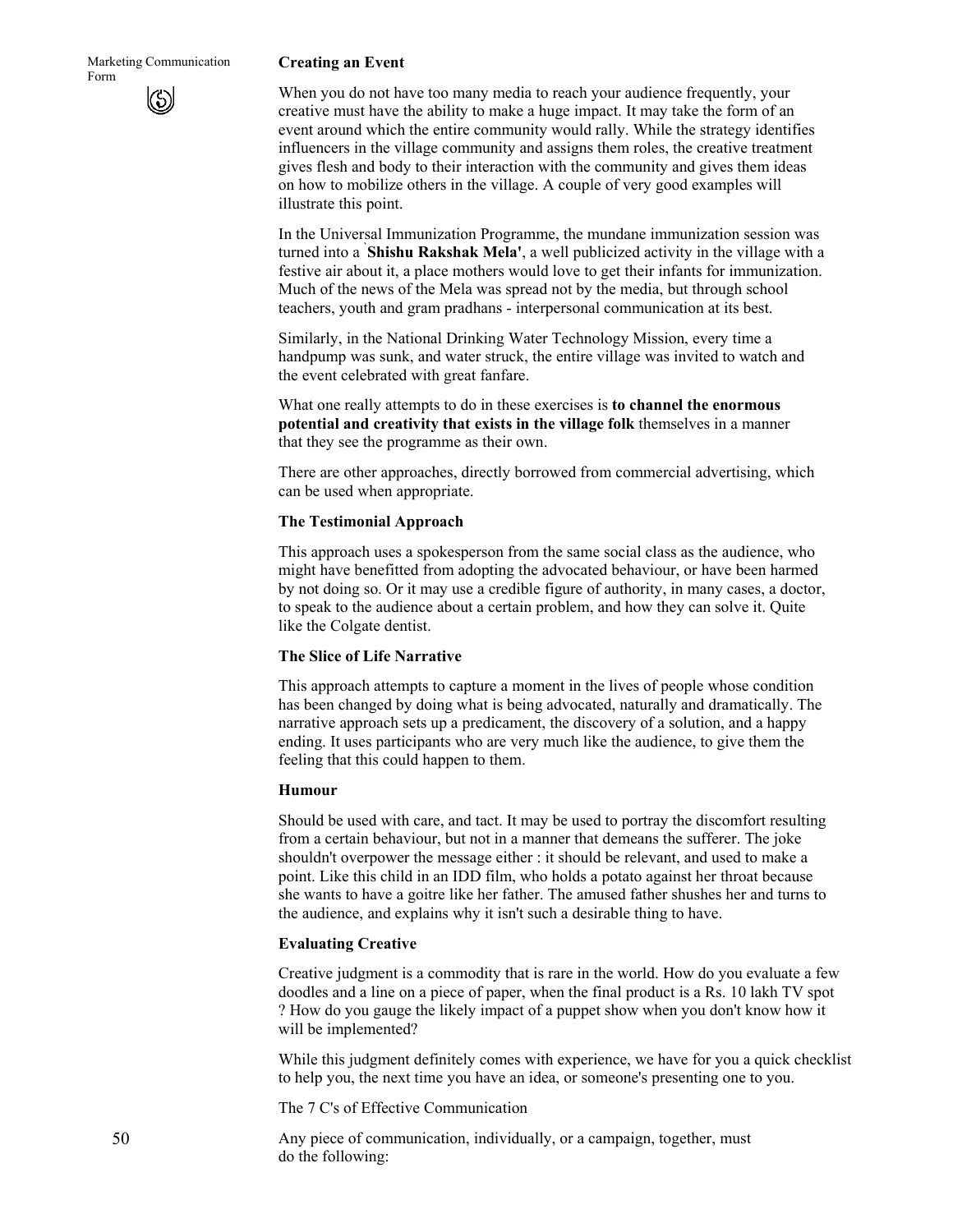**Creating an Event**

When you do not have too many media to reach your audience frequently, your creative must have the ability to make a huge impact. It may take the form of an event around which the entire community would rally. While the strategy identifies influencers in the village community and assigns them roles, the creative treatment gives flesh and body to their interaction with the community and gives them ideas on how to mobilize others in the village. A couple of very good examples will illustrate this point.

In the Universal Immunization Programme, the mundane immunization session was turned into a `**Shishu Rakshak Mela'**, a well publicized activity in the village with a festive air about it, a place mothers would love to get their infants for immunization. Much of the news of the Mela was spread not by the media, but through school teachers, youth and gram pradhans - interpersonal communication at its best.

Similarly, in the National Drinking Water Technology Mission, every time a handpump was sunk, and water struck, the entire village was invited to watch and the event celebrated with great fanfare.

What one really attempts to do in these exercises is **to channel the enormous potential and creativity that exists in the village folk** themselves in a manner that they see the programme as their own.

There are other approaches, directly borrowed from commercial advertising, which can be used when appropriate.

**The Testimonial Approach**

This approach uses a spokesperson from the same social class as the audience, who might have benefitted from adopting the advocated behaviour, or have been harmed by not doing so. Or it may use a credible figure of authority, in many cases, a doctor, to speak to the audience about a certain problem, and how they can solve it. Quite like the Colgate dentist.

**The Slice of Life Narrative**

This approach attempts to capture a moment in the lives of people whose condition has been changed by doing what is being advocated, naturally and dramatically. The narrative approach sets up a predicament, the discovery of a solution, and a happy ending. It uses participants who are very much like the audience, to give them the feeling that this could happen to them.

**Humour**

Should be used with care, and tact. It may be used to portray the discomfort resulting from a certain behaviour, but not in a manner that demeans the sufferer. The joke shouldn't overpower the message either : it should be relevant, and used to make a point. Like this child in an IDD film, who holds a potato against her throat because she wants to have a goitre like her father. The amused father shushes her and turns to the audience, and explains why it isn't such a desirable thing to have.

**Evaluating Creative**

Creative judgment is a commodity that is rare in the world. How do you evaluate a few doodles and a line on a piece of paper, when the final product is a Rs. 10 lakh TV spot ? How do you gauge the likely impact of a puppet show when you don't know how it will be implemented?

While this judgment definitely comes with experience, we have for you a quick checklist to help you, the next time you have an idea, or someone's presenting one to you.

The 7 C's of Effective Communication

Any piece of communication, individually, or a campaign, together, must do the following: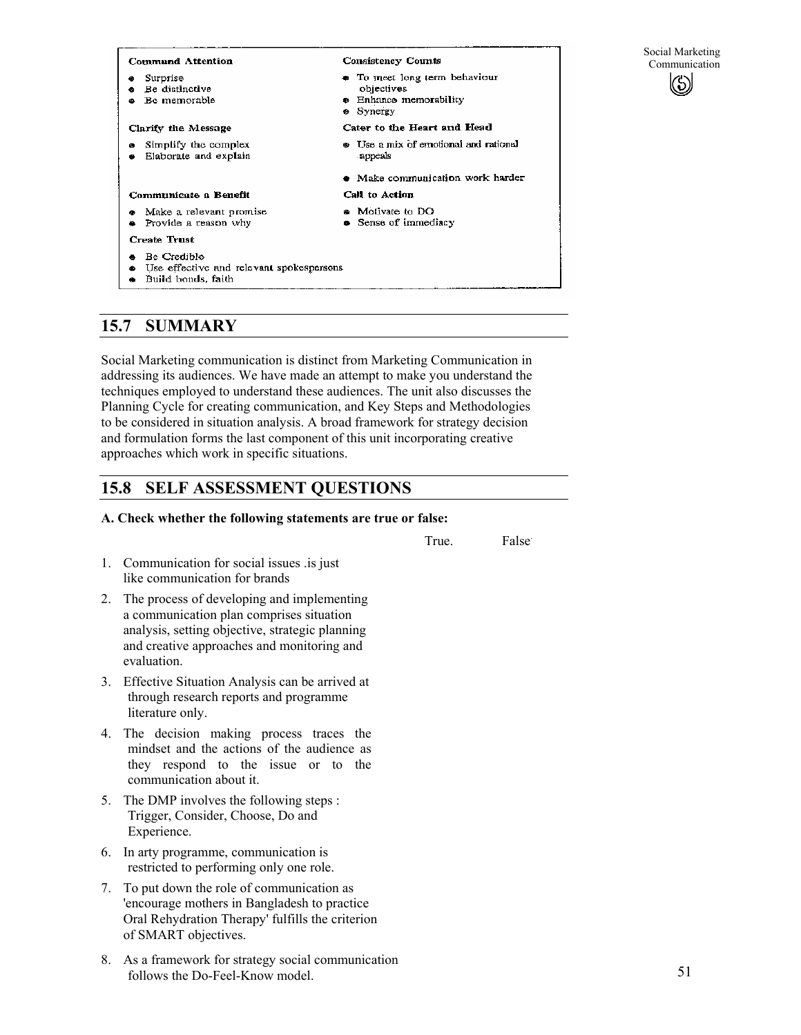**Command Attention**

- Surprise
- Be distinctive
- Be memorable

**Clarify the Message**

- Simplify the complex
- Elaborate and explain

**Communicate a Benefit**

- Make a relevant promise
- Provide a reason why

**Create Trust**

- Be Credible
- Use effective and relevant spokespersons
- Build bonds, faith

**Consistency Counts**

- To meet long term behaviour objectives
- Enhance memorability
- Synergy

**Cater to the Heart and Head**

- Use a mix of emotional and rational appeals
- Make communication work harder

**Call to Action**

- Motivate to DO
- Sense of immediacy

## 15.7 SUMMARY

Social Marketing communication is distinct from Marketing Communication in addressing its audiences. We have made an attempt to make you understand the techniques employed to understand these audiences. The unit also discusses the Planning Cycle for creating communication, and Key Steps and Methodologies to be considered in situation analysis. A broad framework for strategy decision and formulation forms the last component of this unit incorporating creative approaches which work in specific situations.

## 15.8 SELF ASSESSMENT QUESTIONS

**A. Check whether the following statements are true or false:**

| | Statement | True. | False |
|---|---|---|---|
| 1. | Communication for social issues .is just like communication for brands | | |
| 2. | The process of developing and implementing a communication plan comprises situation analysis, setting objective, strategic planning and creative approaches and monitoring and evaluation. | | |
| 3. | Effective Situation Analysis can be arrived at through research reports and programme literature only. | | |
| 4. | The decision making process traces the mindset and the actions of the audience as they respond to the issue or to the communication about it. | | |
| 5. | The DMP involves the following steps : Trigger, Consider, Choose, Do and Experience. | | |
| 6. | In arty programme, communication is restricted to performing only one role. | | |
| 7. | To put down the role of communication as 'encourage mothers in Bangladesh to practice Oral Rehydration Therapy' fulfills the criterion of SMART objectives. | | |
| 8. | As a framework for strategy social communication follows the Do-Feel-Know model. | | |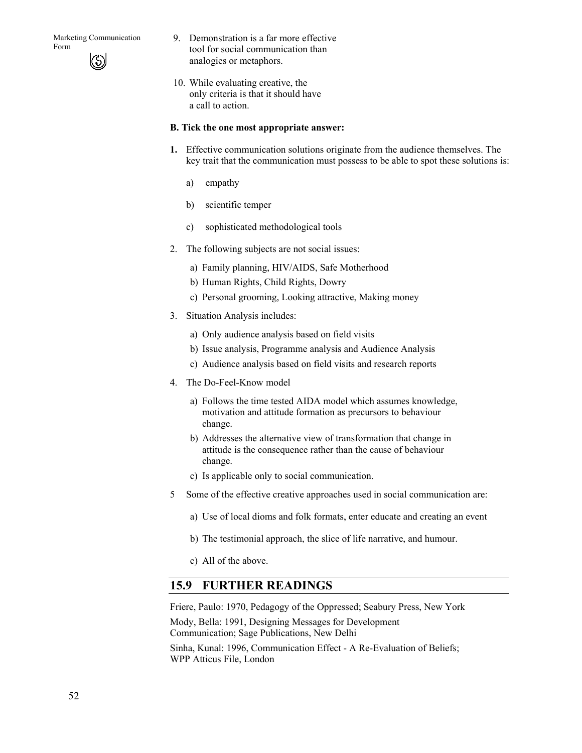9. Demonstration is a far more effective tool for social communication than analogies or metaphors.

10. While evaluating creative, the only criteria is that it should have a call to action.

**B. Tick the one most appropriate answer:**

**1.** Effective communication solutions originate from the audience themselves. The key trait that the communication must possess to be able to spot these solutions is:

   a) empathy

   b) scientific temper

   c) sophisticated methodological tools

2. The following subjects are not social issues:

   a) Family planning, HIV/AIDS, Safe Motherhood

   b) Human Rights, Child Rights, Dowry

   c) Personal grooming, Looking attractive, Making money

3. Situation Analysis includes:

   a) Only audience analysis based on field visits

   b) Issue analysis, Programme analysis and Audience Analysis

   c) Audience analysis based on field visits and research reports

4. The Do-Feel-Know model

   a) Follows the time tested AIDA model which assumes knowledge, motivation and attitude formation as precursors to behaviour change.

   b) Addresses the alternative view of transformation that change in attitude is the consequence rather than the cause of behaviour change.

   c) Is applicable only to social communication.

5 Some of the effective creative approaches used in social communication are:

   a) Use of local dioms and folk formats, enter educate and creating an event

   b) The testimonial approach, the slice of life narrative, and humour.

   c) All of the above.

## 15.9 FURTHER READINGS

Friere, Paulo: 1970, Pedagogy of the Oppressed; Seabury Press, New York

Mody, Bella: 1991, Designing Messages for Development Communication; Sage Publications, New Delhi

Sinha, Kunal: 1996, Communication Effect - A Re-Evaluation of Beliefs; WPP Atticus File, London